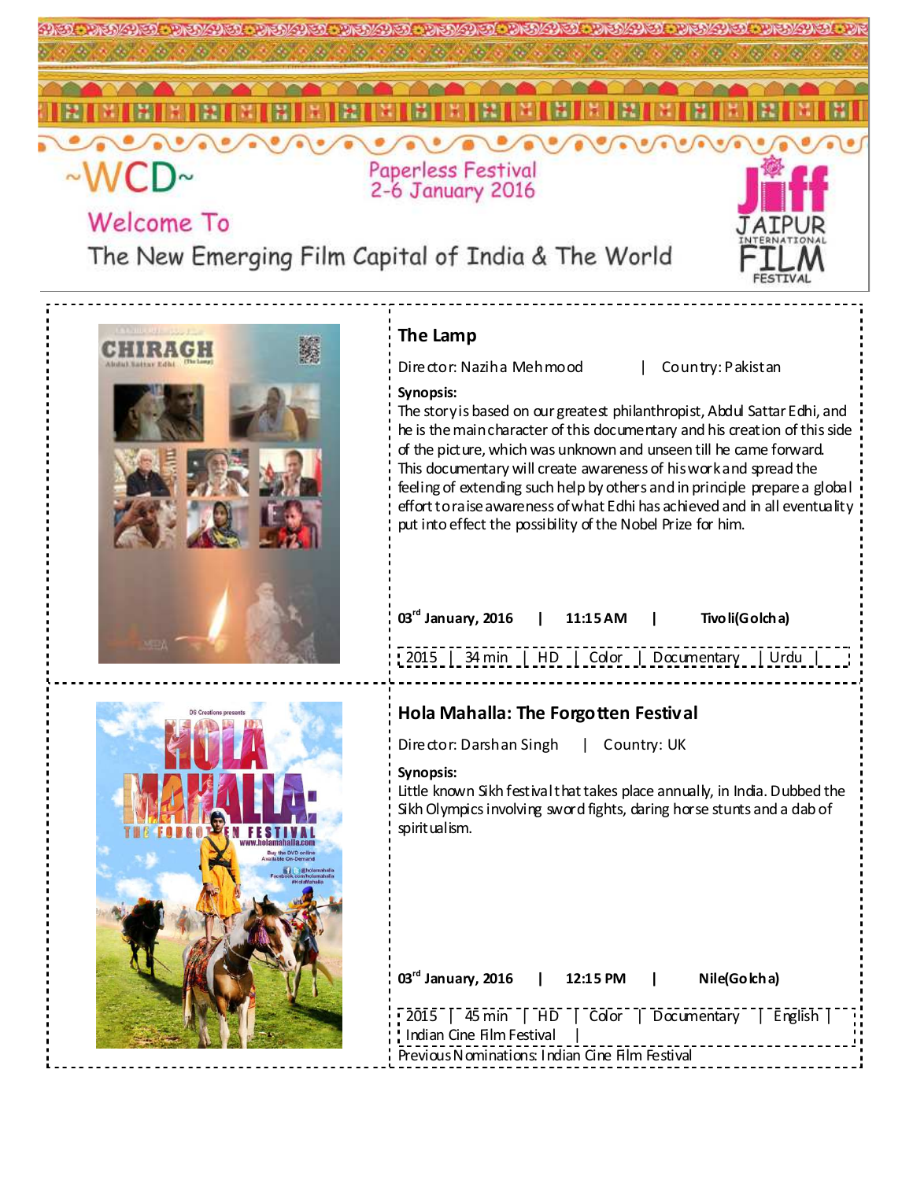~WCD~

Paperless Festival
2-6 January 2016

Welcome To

The New Emerging Film Capital of India & The World

JIFF JAIPUR INTERNATIONAL FILM FESTIVAL

## The Lamp

Director: Naziha Mehmood | Country: Pakistan

**Synopsis:**
The story is based on our greatest philanthropist, Abdul Sattar Edhi, and he is the main character of this documentary and his creation of this side of the picture, which was unknown and unseen till he came forward. This documentary will create awareness of his work and spread the feeling of extending such help by others and in principle prepare a global effort to raise awareness of what Edhi has achieved and in all eventuality put into effect the possibility of the Nobel Prize for him.

**03rd January, 2016 | 11:15 AM | Tivoli(Golcha)**

2015 | 34 min | HD | Color | Documentary | Urdu |

## Hola Mahalla: The Forgotten Festival

Director: Darshan Singh | Country: UK

**Synopsis:**
Little known Sikh festival that takes place annually, in India. Dubbed the Sikh Olympics involving sword fights, daring horse stunts and a dab of spiritualism.

**03rd January, 2016 | 12:15 PM | Nile(Golcha)**

2015 | 45 min | HD | Color | Documentary | English | Indian Cine Film Festival |

Previous Nominations: Indian Cine Film Festival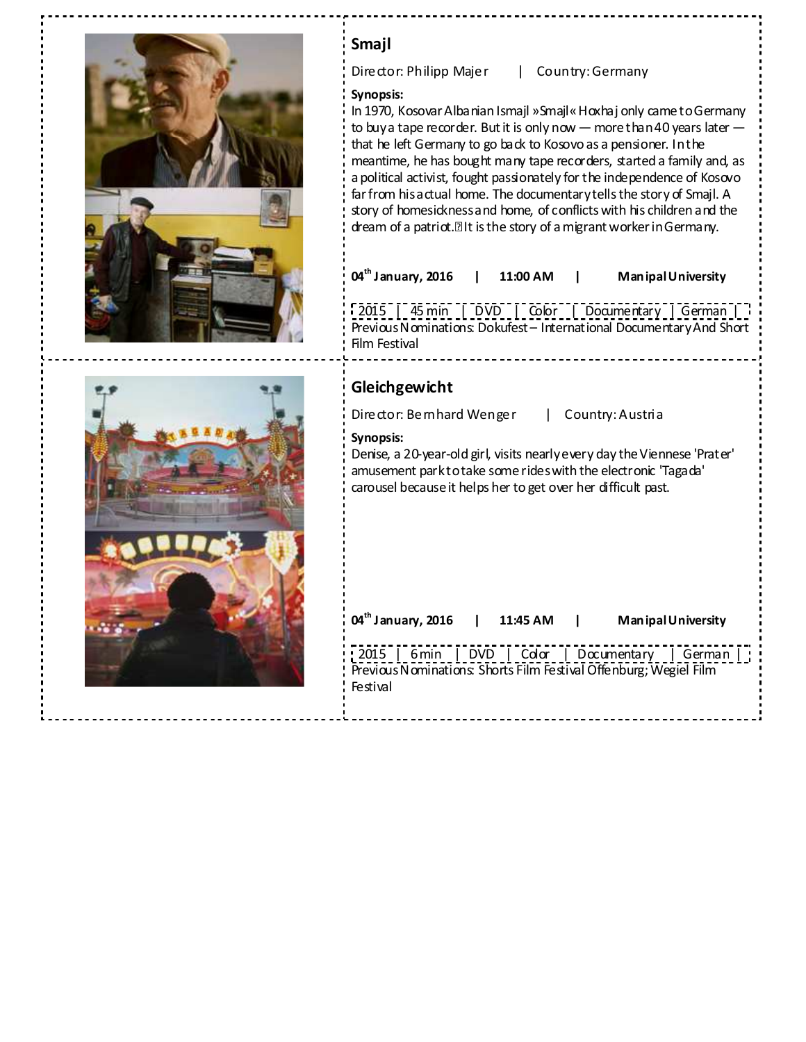## Smajl

Director: Philipp Majer | Country: Germany

**Synopsis:**

In 1970, Kosovar Albanian Ismajl »Smajl« Hoxhaj only came to Germany to buy a tape recorder. But it is only now — more than 40 years later — that he left Germany to go back to Kosovo as a pensioner. In the meantime, he has bought many tape recorders, started a family and, as a political activist, fought passionately for the independence of Kosovo far from his actual home. The documentary tells the story of Smajl. A story of homesickness and home, of conflicts with his children and the dream of a patriot. It is the story of a migrant worker in Germany.

**04th January, 2016 | 11:00 AM | Manipal University**

| 2015 | 45 min | DVD | Color | Documentary | German |

Previous Nominations: Dokufest – International Documentary And Short Film Festival

## Gleichgewicht

Director: Bernhard Wenger | Country: Austria

**Synopsis:**

Denise, a 20-year-old girl, visits nearly every day the Viennese 'Prater' amusement park to take some rides with the electronic 'Tagada' carousel because it helps her to get over her difficult past.

**04th January, 2016 | 11:45 AM | Manipal University**

| 2015 | 6 min | DVD | Color | Documentary | German |

Previous Nominations: Shorts Film Festival Offenburg; Wegiel Film Festival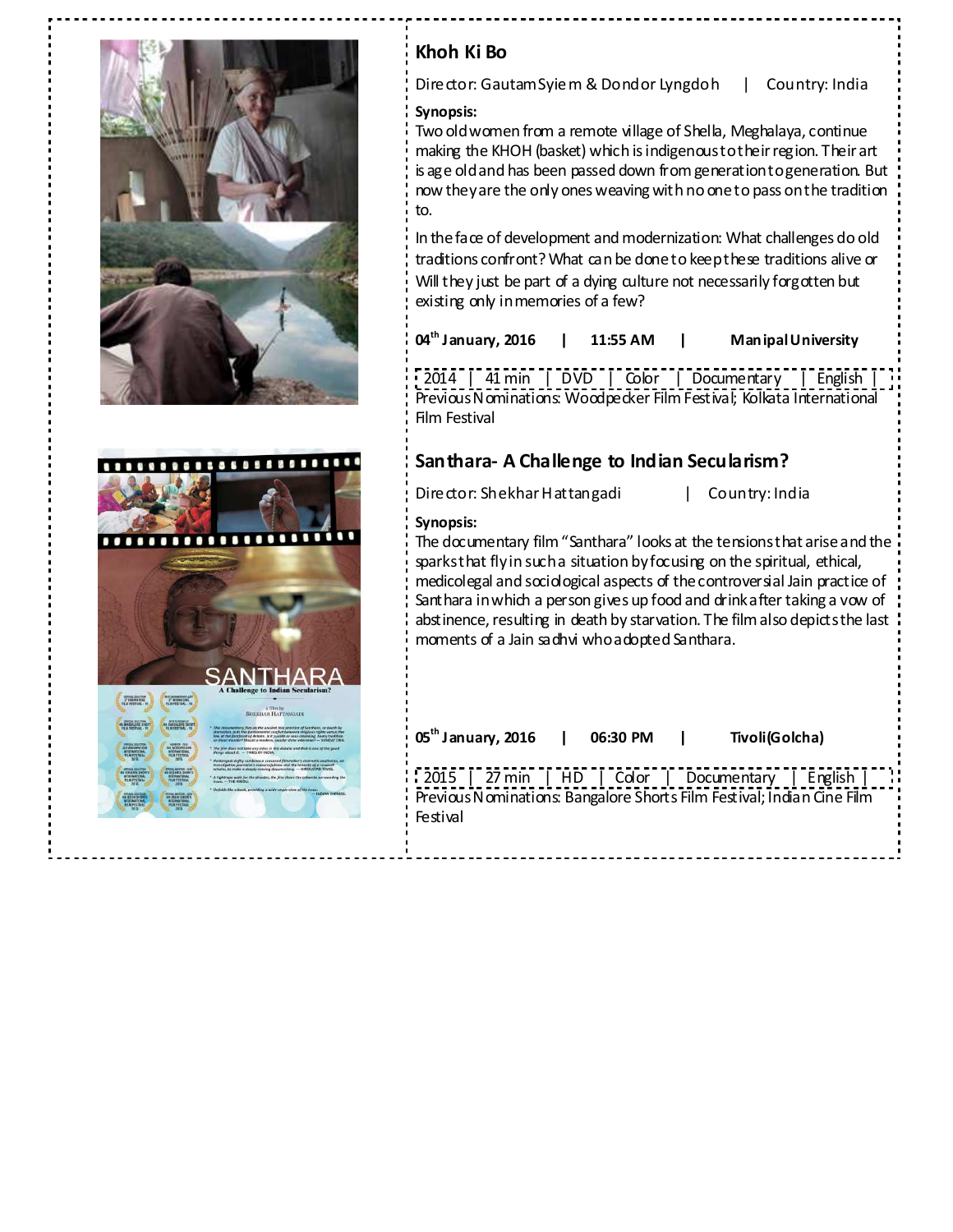## Khoh Ki Bo

Director: Gautam Syiem & Dondor Lyngdoh | Country: India

**Synopsis:**

Two old women from a remote village of Shella, Meghalaya, continue making the KHOH (basket) which is indigenous to their region. Their art is age old and has been passed down from generation to generation. But now they are the only ones weaving with no one to pass on the tradition to.

In the face of development and modernization: What challenges do old traditions confront? What can be done to keep these traditions alive or Will they just be part of a dying culture not necessarily forgotten but existing only in memories of a few?

**04th January, 2016 | 11:55 AM | Manipal University**

| 2014 | 41 min | DVD | Color | Documentary | English |

Previous Nominations: Woodpecker Film Festival; Kolkata International Film Festival

## Santhara- A Challenge to Indian Secularism?

Director: Shekhar Hattangadi | Country: India

**Synopsis:**

The documentary film "Santhara" looks at the tensions that arise and the sparks that fly in such a situation by focusing on the spiritual, ethical, medicolegal and sociological aspects of the controversial Jain practice of Santhara in which a person gives up food and drink after taking a vow of abstinence, resulting in death by starvation. The film also depicts the last moments of a Jain sadhvi who adopted Santhara.

**05th January, 2016 | 06:30 PM | Tivoli (Golcha)**

| 2015 | 27 min | HD | Color | Documentary | English |

Previous Nominations: Bangalore Shorts Film Festival; Indian Cine Film Festival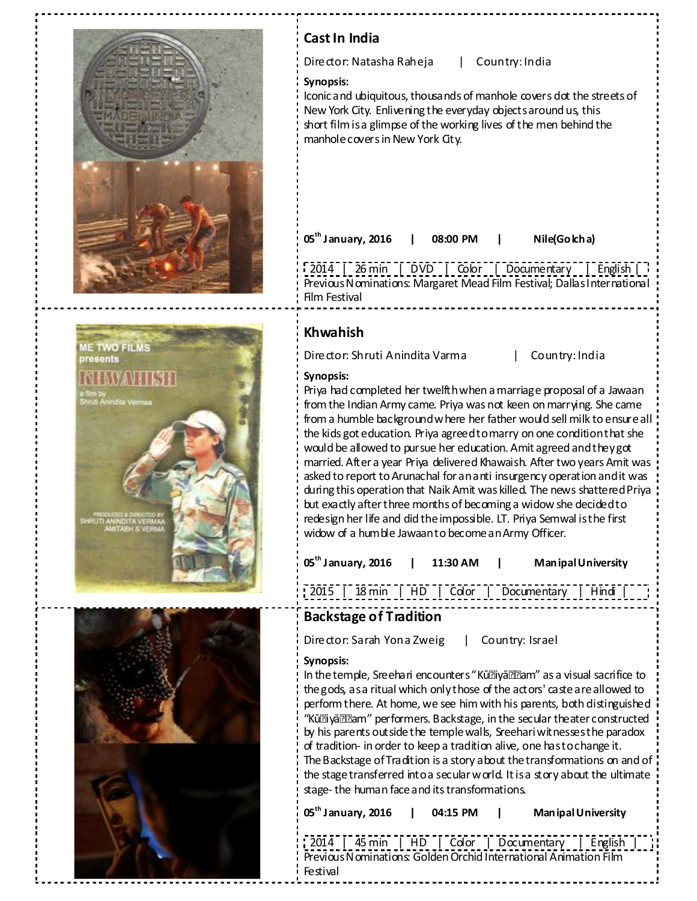## Cast In India

Director: Natasha Raheja | Country: India

**Synopsis:**
Iconic and ubiquitous, thousands of manhole covers dot the streets of New York City. Enlivening the everyday objects around us, this short film is a glimpse of the working lives of the men behind the manhole covers in New York City.

**05th January, 2016 | 08:00 PM | Nile(Golcha)**

2014 | 26 min | DVD | Color | Documentary | English |

Previous Nominations: Margaret Mead Film Festival; Dallas International Film Festival

## Khwahish

Director: Shruti Anindita Varma | Country: India

**Synopsis:**
Priya had completed her twelfth when a marriage proposal of a Jawaan from the Indian Army came. Priya was not keen on marrying. She came from a humble background where her father would sell milk to ensure all the kids got education. Priya agreed to marry on one condition that she would be allowed to pursue her education. Amit agreed and they got married. After a year Priya delivered Khawaish. After two years Amit was asked to report to Arunachal for an anti insurgency operation and it was during this operation that Naik Amit was killed. The news shattered Priya but exactly after three months of becoming a widow she decided to redesign her life and did the impossible. LT. Priya Semwal is the first widow of a humble Jawaan to become an Army Officer.

**05th January, 2016 | 11:30 AM | Manipal University**

2015 | 18 min | HD | Color | Documentary | Hindi |

## Backstage of Tradition

Director: Sarah Yona Zweig | Country: Israel

**Synopsis:**
In the temple, Sreehari encounters "Kūṭiyāṭṭam" as a visual sacrifice to the gods, as a ritual which only those of the actors' caste are allowed to perform there. At home, we see him with his parents, both distinguished "Kūṭiyāṭṭam" performers. Backstage, in the secular theater constructed by his parents outside the temple walls, Sreehari witnesses the paradox of tradition- in order to keep a tradition alive, one has to change it. The Backstage of Tradition is a story about the transformations on and of the stage transferred into a secular world. It is a story about the ultimate stage- the human face and its transformations.

**05th January, 2016 | 04:15 PM | Manipal University**

2014 | 45 min | HD | Color | Documentary | English |

Previous Nominations: Golden Orchid International Animation Film Festival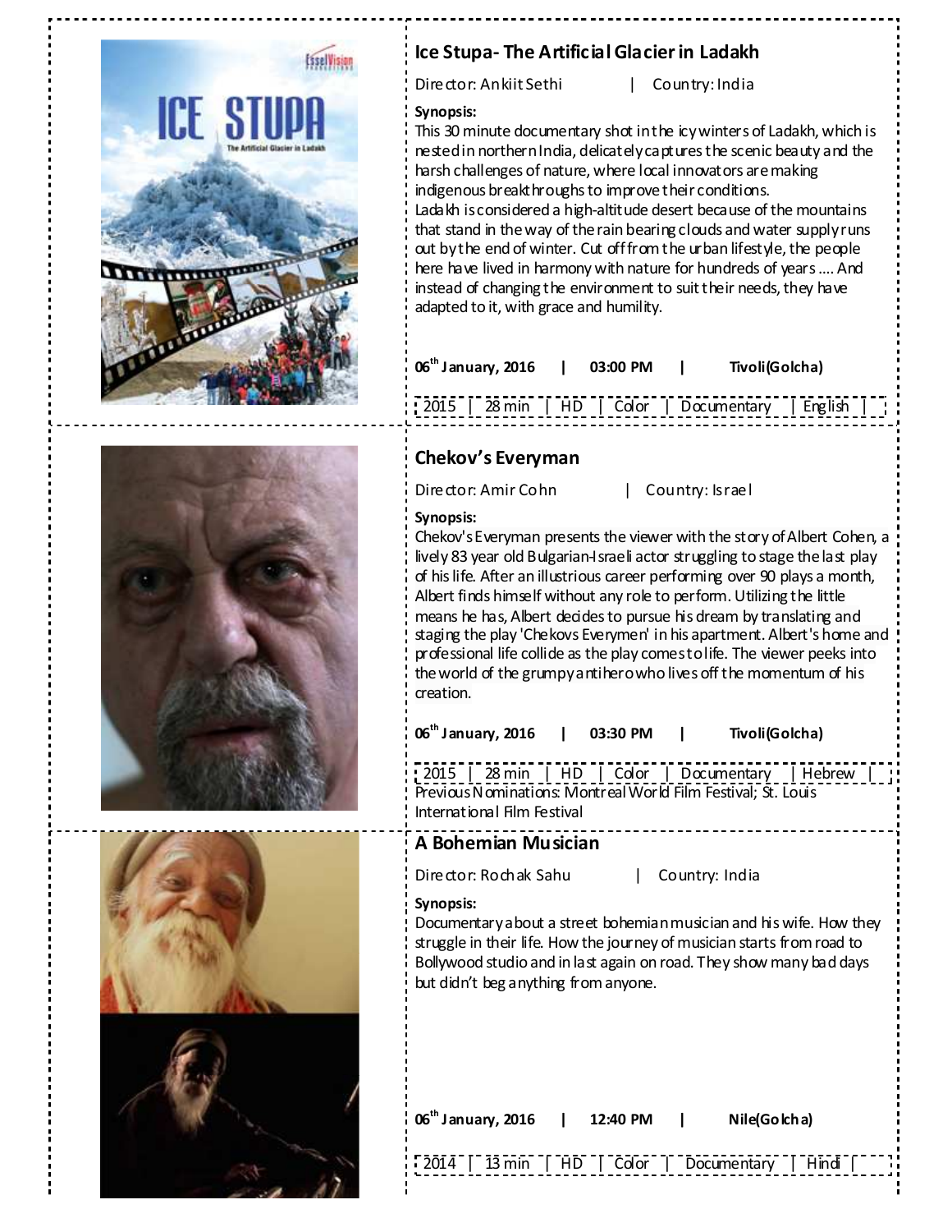## Ice Stupa- The Artificial Glacier in Ladakh

Director: Ankiit Sethi | Country: India

**Synopsis:**
This 30 minute documentary shot in the icy winters of Ladakh, which is nested in northern India, delicately captures the scenic beauty and the harsh challenges of nature, where local innovators are making indigenous breakthroughs to improve their conditions.
Ladakh is considered a high-altitude desert because of the mountains that stand in the way of the rain bearing clouds and water supply runs out by the end of winter. Cut off from the urban lifestyle, the people here have lived in harmony with nature for hundreds of years .... And instead of changing the environment to suit their needs, they have adapted to it, with grace and humility.

**06th January, 2016 | 03:00 PM | Tivoli(Golcha)**

| 2015 | 28 min | HD | Color | Documentary | English |

## Chekov's Everyman

Director: Amir Cohn | Country: Israel

**Synopsis:**
Chekov's Everyman presents the viewer with the story of Albert Cohen, a lively 83 year old Bulgarian-Israeli actor struggling to stage the last play of his life. After an illustrious career performing over 90 plays a month, Albert finds himself without any role to perform. Utilizing the little means he has, Albert decides to pursue his dream by translating and staging the play 'Chekovs Everymen' in his apartment. Albert's home and professional life collide as the play comes to life. The viewer peeks into the world of the grumpy antihero who lives off the momentum of his creation.

**06th January, 2016 | 03:30 PM | Tivoli(Golcha)**

| 2015 | 28 min | HD | Color | Documentary | Hebrew |

Previous Nominations: Montreal World Film Festival; St. Louis International Film Festival

## A Bohemian Musician

Director: Rochak Sahu | Country: India

**Synopsis:**
Documentary about a street bohemian musician and his wife. How they struggle in their life. How the journey of musician starts from road to Bollywood studio and in last again on road. They show many bad days but didn't beg anything from anyone.

**06th January, 2016 | 12:40 PM | Nile(Golcha)**

| 2014 | 13 min | HD | Color | Documentary | Hindi |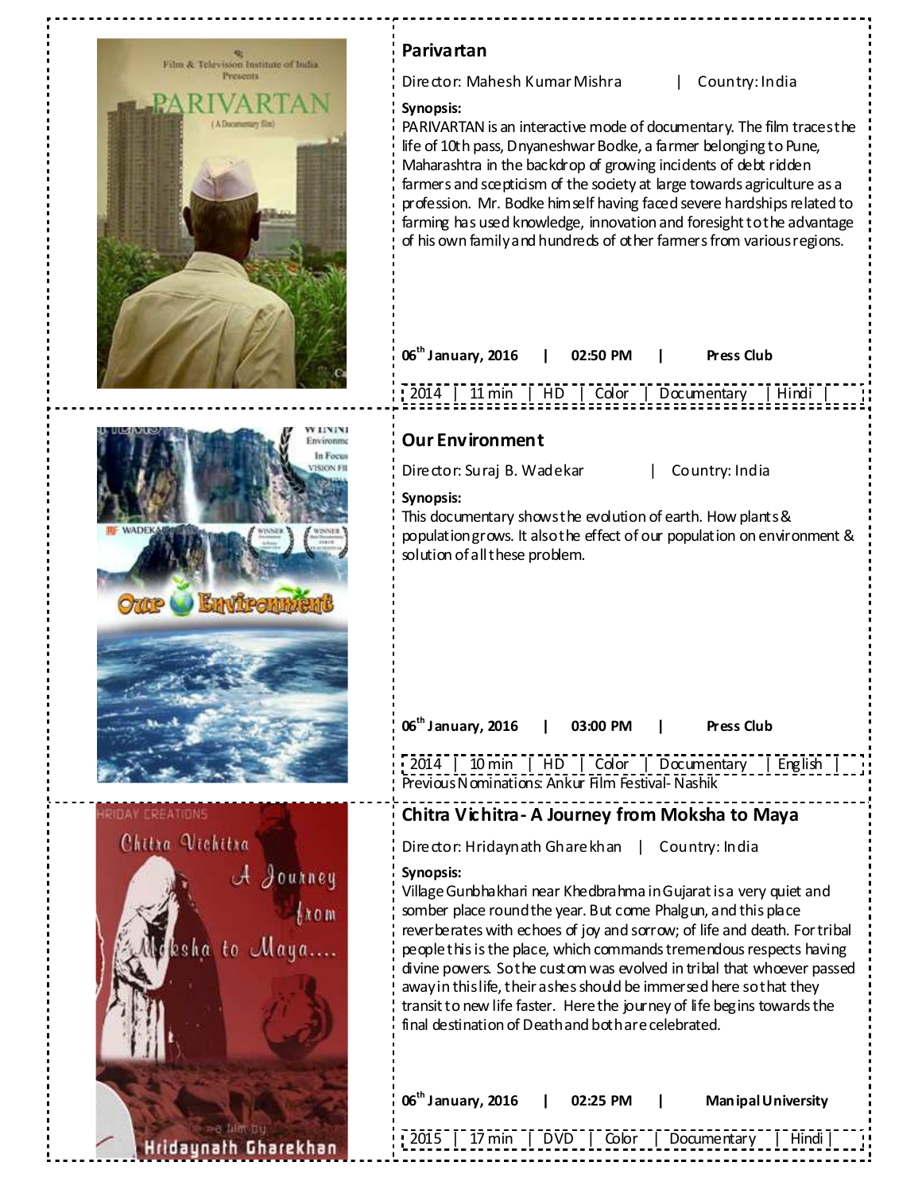## Parivartan

Director: Mahesh Kumar Mishra | Country: India

**Synopsis:**

PARIVARTAN is an interactive mode of documentary. The film traces the life of 10th pass, Dnyaneshwar Bodke, a farmer belonging to Pune, Maharashtra in the backdrop of growing incidents of debt ridden farmers and scepticism of the society at large towards agriculture as a profession. Mr. Bodke himself having faced severe hardships related to farming has used knowledge, innovation and foresight to the advantage of his own family and hundreds of other farmers from various regions.

**06th January, 2016 | 02:50 PM | Press Club**

2014 | 11 min | HD | Color | Documentary | Hindi |

## Our Environment

Director: Suraj B. Wadekar | Country: India

**Synopsis:**

This documentary shows the evolution of earth. How plants & population grows. It also the effect of our population on environment & solution of all these problem.

**06th January, 2016 | 03:00 PM | Press Club**

2014 | 10 min | HD | Color | Documentary | English |

Previous Nominations: Ankur Film Festival- Nashik

## Chitra Vichitra - A Journey from Moksha to Maya

Director: Hridaynath Gharekhan | Country: India

**Synopsis:**

Village Gunbhakhari near Khedbrahma in Gujarat is a very quiet and somber place round the year. But come Phalgun, and this place reverberates with echoes of joy and sorrow; of life and death. For tribal people this is the place, which commands tremendous respects having divine powers. So the custom was evolved in tribal that whoever passed away in this life, their ashes should be immersed here so that they transit to new life faster. Here the journey of life begins towards the final destination of Death and both are celebrated.

**06th January, 2016 | 02:25 PM | Manipal University**

2015 | 17 min | DVD | Color | Documentary | Hindi |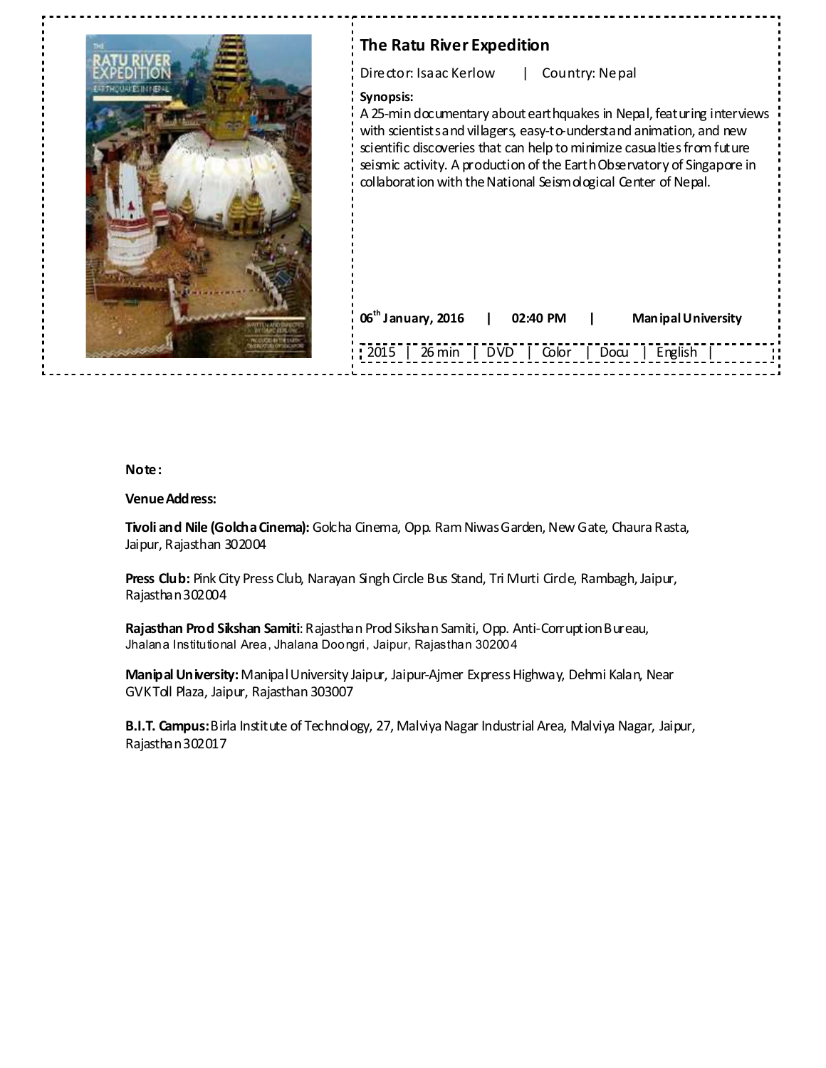## The Ratu River Expedition

Director: Isaac Kerlow | Country: Nepal

**Synopsis:**

A 25-min documentary about earthquakes in Nepal, featuring interviews with scientists and villagers, easy-to-understand animation, and new scientific discoveries that can help to minimize casualties from future seismic activity. A production of the Earth Observatory of Singapore in collaboration with the National Seismological Center of Nepal.

**06th January, 2016 | 02:40 PM | Manipal University**

| 2015 | 26 min | DVD | Color | Docu | English |

**Note:**

**Venue Address:**

**Tivoli and Nile (Golcha Cinema):** Golcha Cinema, Opp. Ram Niwas Garden, New Gate, Chaura Rasta, Jaipur, Rajasthan 302004

**Press Club:** Pink City Press Club, Narayan Singh Circle Bus Stand, Tri Murti Circle, Rambagh, Jaipur, Rajasthan 302004

**Rajasthan Prod Sikshan Samiti**: Rajasthan Prod Sikshan Samiti, Opp. Anti-Corruption Bureau, Jhalana Institutional Area, Jhalana Doongri, Jaipur, Rajasthan 302004

**Manipal University:** Manipal University Jaipur, Jaipur-Ajmer Express Highway, Dehmi Kalan, Near GVK Toll Plaza, Jaipur, Rajasthan 303007

**B.I.T. Campus:** Birla Institute of Technology, 27, Malviya Nagar Industrial Area, Malviya Nagar, Jaipur, Rajasthan 302017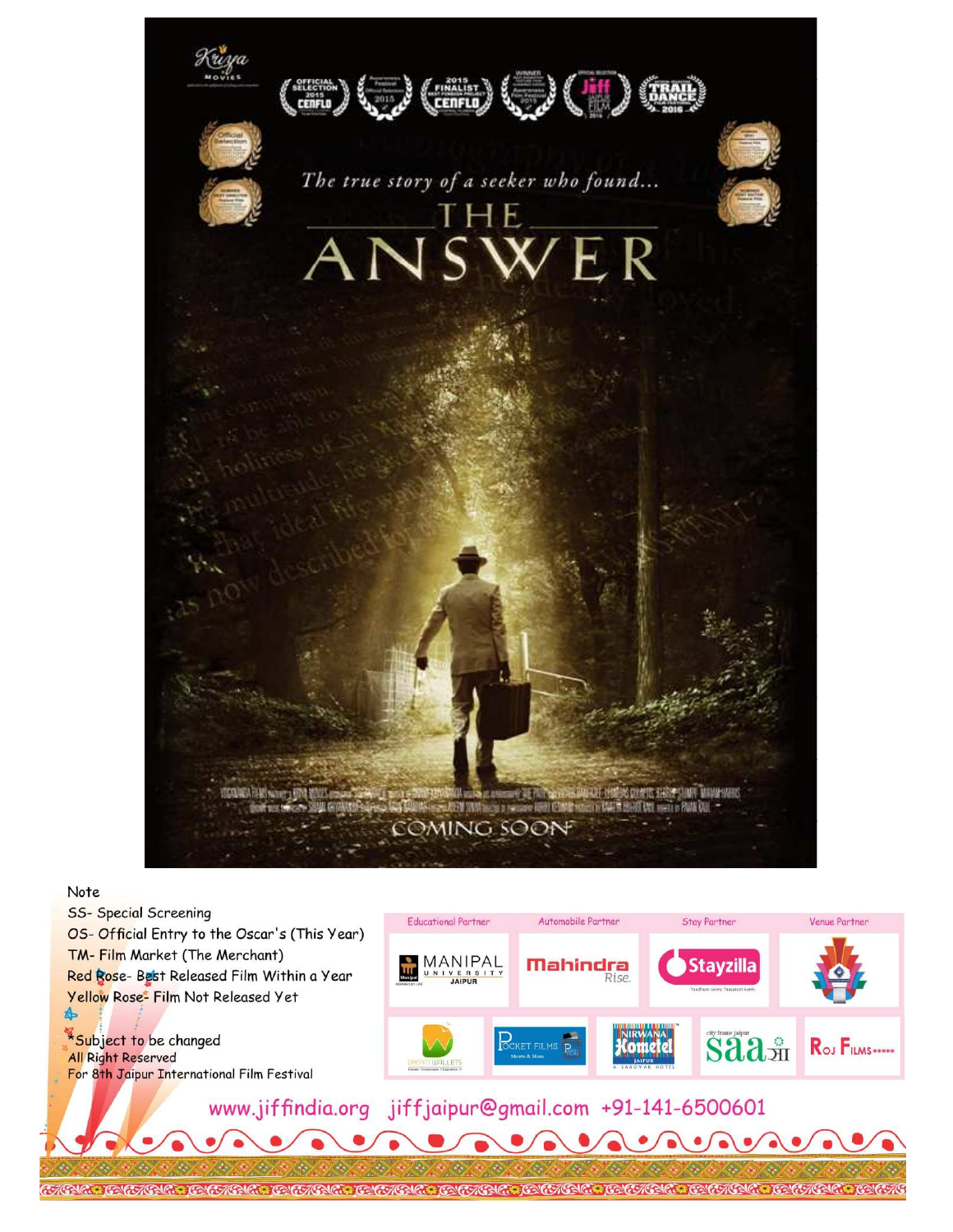Kriya MOVIES

The true story of a seeker who found...

THE ANSWER

COMING SOON

Note

SS- Special Screening

OS- Official Entry to the Oscar's (This Year)

TM- Film Market (The Merchant)

Red Rose- Best Released Film Within a Year

Yellow Rose- Film Not Released Yet

*Subject to be changed

All Right Reserved

For 8th Jaipur International Film Festival

Educational Partner: MANIPAL UNIVERSITY JAIPUR

Automobile Partner: Mahindra Rise.

Stay Partner: Stayzilla

Venue Partner

DREAM WALLETS

POCKET FILMS

NIRWANA Hometel JAIPUR

saa

ROJ FILMS

www.jiffindia.org jiffjaipur@gmail.com +91-141-6500601